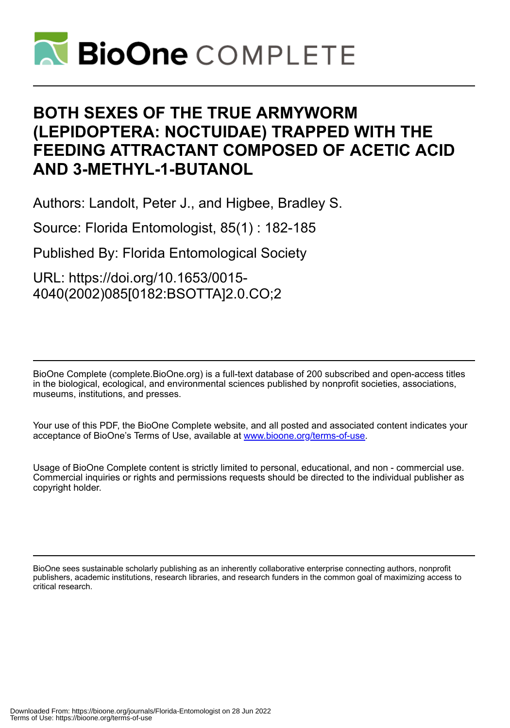# BOTH SEXES OF THE TRUE ARMYWORM (LEPIDOPTERA: NOCTUIDAE) TRAPPED WITH THE FEEDING ATTRACTANT COMPOSED OF ACETIC ACID AND 3-METHYL-1-BUTANOL

Authors: Landolt, Peter J., and Higbee, Bradley S.

Source: Florida Entomologist, 85(1) : 182-185

Published By: Florida Entomological Society

URL: https://doi.org/10.1653/0015-4040(2002)085[0182:BSOTTA]2.0.CO;2

BioOne Complete (complete.BioOne.org) is a full-text database of 200 subscribed and open-access titles in the biological, ecological, and environmental sciences published by nonprofit societies, associations, museums, institutions, and presses.

Your use of this PDF, the BioOne Complete website, and all posted and associated content indicates your acceptance of BioOne's Terms of Use, available at www.bioone.org/terms-of-use.

Usage of BioOne Complete content is strictly limited to personal, educational, and non - commercial use. Commercial inquiries or rights and permissions requests should be directed to the individual publisher as copyright holder.

BioOne sees sustainable scholarly publishing as an inherently collaborative enterprise connecting authors, nonprofit publishers, academic institutions, research libraries, and research funders in the common goal of maximizing access to critical research.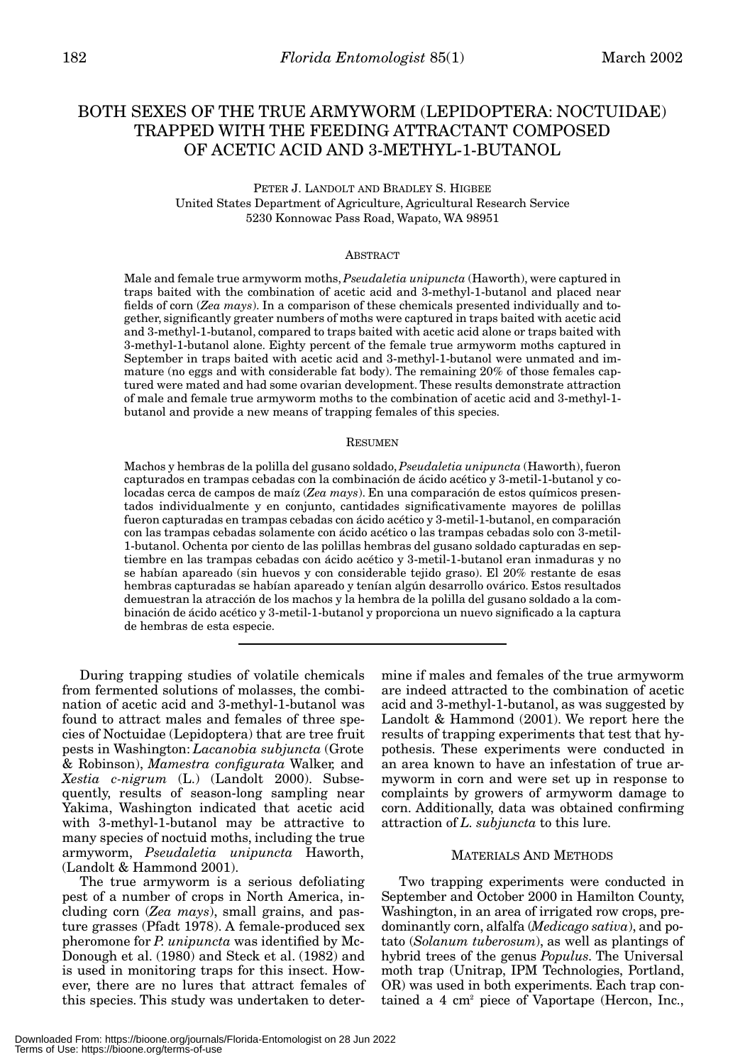# BOTH SEXES OF THE TRUE ARMYWORM (LEPIDOPTERA: NOCTUIDAE) TRAPPED WITH THE FEEDING ATTRACTANT COMPOSED OF ACETIC ACID AND 3-METHYL-1-BUTANOL

PETER J. LANDOLT AND BRADLEY S. HIGBEE
United States Department of Agriculture, Agricultural Research Service
5230 Konnowac Pass Road, Wapato, WA 98951

## ABSTRACT

Male and female true armyworm moths, *Pseudaletia unipuncta* (Haworth), were captured in traps baited with the combination of acetic acid and 3-methyl-1-butanol and placed near fields of corn (*Zea mays*). In a comparison of these chemicals presented individually and together, significantly greater numbers of moths were captured in traps baited with acetic acid and 3-methyl-1-butanol, compared to traps baited with acetic acid alone or traps baited with 3-methyl-1-butanol alone. Eighty percent of the female true armyworm moths captured in September in traps baited with acetic acid and 3-methyl-1-butanol were unmated and immature (no eggs and with considerable fat body). The remaining 20% of those females captured were mated and had some ovarian development. These results demonstrate attraction of male and female true armyworm moths to the combination of acetic acid and 3-methyl-1-butanol and provide a new means of trapping females of this species.

## RESUMEN

Machos y hembras de la polilla del gusano soldado, *Pseudaletia unipuncta* (Haworth), fueron capturados en trampas cebadas con la combinación de ácido acético y 3-metil-1-butanol y colocadas cerca de campos de maíz (*Zea mays*). En una comparación de estos químicos presentados individualmente y en conjunto, cantidades significativamente mayores de polillas fueron capturadas en trampas cebadas con ácido acético y 3-metil-1-butanol, en comparación con las trampas cebadas solamente con ácido acético o las trampas cebadas solo con 3-metil-1-butanol. Ochenta por ciento de las polillas hembras del gusano soldado capturadas en septiembre en las trampas cebadas con ácido acético y 3-metil-1-butanol eran inmaduras y no se habían apareado (sin huevos y con considerable tejido graso). El 20% restante de esas hembras capturadas se habían apareado y tenían algún desarrollo ovárico. Estos resultados demuestran la atracción de los machos y la hembra de la polilla del gusano soldado a la combinación de ácido acético y 3-metil-1-butanol y proporciona un nuevo significado a la captura de hembras de esta especie.

During trapping studies of volatile chemicals from fermented solutions of molasses, the combination of acetic acid and 3-methyl-1-butanol was found to attract males and females of three species of Noctuidae (Lepidoptera) that are tree fruit pests in Washington: *Lacanobia subjuncta* (Grote & Robinson), *Mamestra configurata* Walker, and *Xestia c-nigrum* (L.) (Landolt 2000). Subsequently, results of season-long sampling near Yakima, Washington indicated that acetic acid with 3-methyl-1-butanol may be attractive to many species of noctuid moths, including the true armyworm, *Pseudaletia unipuncta* Haworth, (Landolt & Hammond 2001).

The true armyworm is a serious defoliating pest of a number of crops in North America, including corn (*Zea mays*), small grains, and pasture grasses (Pfadt 1978). A female-produced sex pheromone for *P. unipuncta* was identified by McDonough et al. (1980) and Steck et al. (1982) and is used in monitoring traps for this insect. However, there are no lures that attract females of this species. This study was undertaken to determine if males and females of the true armyworm are indeed attracted to the combination of acetic acid and 3-methyl-1-butanol, as was suggested by Landolt & Hammond (2001). We report here the results of trapping experiments that test that hypothesis. These experiments were conducted in an area known to have an infestation of true armyworm in corn and were set up in response to complaints by growers of armyworm damage to corn. Additionally, data was obtained confirming attraction of *L. subjuncta* to this lure.

## MATERIALS AND METHODS

Two trapping experiments were conducted in September and October 2000 in Hamilton County, Washington, in an area of irrigated row crops, predominantly corn, alfalfa (*Medicago sativa*), and potato (*Solanum tuberosum*), as well as plantings of hybrid trees of the genus *Populus*. The Universal moth trap (Unitrap, IPM Technologies, Portland, OR) was used in both experiments. Each trap contained a 4 $cm^2$ piece of Vaportape (Hercon, Inc.,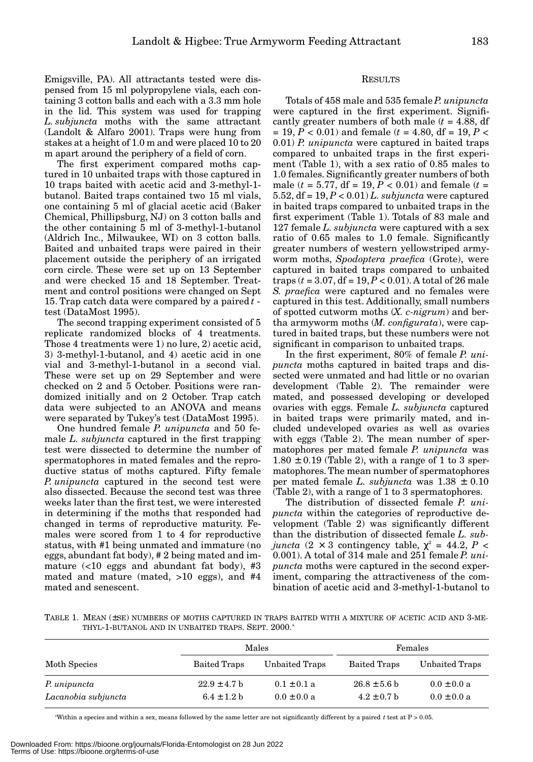Emigsville, PA). All attractants tested were dispensed from 15 ml polypropylene vials, each containing 3 cotton balls and each with a 3.3 mm hole in the lid. This system was used for trapping *L. subjuncta* moths with the same attractant (Landolt & Alfaro 2001). Traps were hung from stakes at a height of 1.0 m and were placed 10 to 20 m apart around the periphery of a field of corn.

The first experiment compared moths captured in 10 unbaited traps with those captured in 10 traps baited with acetic acid and 3-methyl-1-butanol. Baited traps contained two 15 ml vials, one containing 5 ml of glacial acetic acid (Baker Chemical, Phillipsburg, NJ) on 3 cotton balls and the other containing 5 ml of 3-methyl-1-butanol (Aldrich Inc., Milwaukee, WI) on 3 cotton balls. Baited and unbaited traps were paired in their placement outside the periphery of an irrigated corn circle. These were set up on 13 September and were checked 15 and 18 September. Treatment and control positions were changed on Sept 15. Trap catch data were compared by a paired *t*-test (DataMost 1995).

The second trapping experiment consisted of 5 replicate randomized blocks of 4 treatments. Those 4 treatments were 1) no lure, 2) acetic acid, 3) 3-methyl-1-butanol, and 4) acetic acid in one vial and 3-methyl-1-butanol in a second vial. These were set up on 29 September and were checked on 2 and 5 October. Positions were randomized initially and on 2 October. Trap catch data were subjected to an ANOVA and means were separated by Tukey's test (DataMost 1995).

One hundred female *P. unipuncta* and 50 female *L. subjuncta* captured in the first trapping test were dissected to determine the number of spermatophores in mated females and the reproductive status of moths captured. Fifty female *P. unipuncta* captured in the second test were also dissected. Because the second test was three weeks later than the first test, we were interested in determining if the moths that responded had changed in terms of reproductive maturity. Females were scored from 1 to 4 for reproductive status, with #1 being unmated and immature (no eggs, abundant fat body), # 2 being mated and immature (<10 eggs and abundant fat body), #3 mated and mature (mated, >10 eggs), and #4 mated and senescent.

## RESULTS

Totals of 458 male and 535 female *P. unipuncta* were captured in the first experiment. Significantly greater numbers of both male ($t = 4.88$, df $= 19$, $P < 0.01$) and female ($t = 4.80$, df $= 19$, $P < 0.01$) *P. unipuncta* were captured in baited traps compared to unbaited traps in the first experiment (Table 1), with a sex ratio of 0.85 males to 1.0 females. Significantly greater numbers of both male ($t = 5.77$, df $= 19$, $P < 0.01$) and female ($t = 5.52$, df $= 19$, $P < 0.01$) *L. subjuncta* were captured in baited traps compared to unbaited traps in the first experiment (Table 1). Totals of 83 male and 127 female *L. subjuncta* were captured with a sex ratio of 0.65 males to 1.0 female. Significantly greater numbers of western yellowstriped armyworm moths, *Spodoptera praefica* (Grote), were captured in baited traps compared to unbaited traps ($t = 3.07$, df $= 19$, $P < 0.01$). A total of 26 male *S. praefica* were captured and no females were captured in this test. Additionally, small numbers of spotted cutworm moths (*X. c-nigrum*) and bertha armyworm moths (*M. configurata*), were captured in baited traps, but these numbers were not significant in comparison to unbaited traps.

In the first experiment, 80% of female *P. unipuncta* moths captured in baited traps and dissected were unmated and had little or no ovarian development (Table 2). The remainder were mated, and possessed developing or developed ovaries with eggs. Female *L. subjuncta* captured in baited traps were primarily mated, and included undeveloped ovaries as well as ovaries with eggs (Table 2). The mean number of spermatophores per mated female *P. unipuncta* was $1.80 \pm 0.19$ (Table 2), with a range of 1 to 3 spermatophores. The mean number of spermatophores per mated female *L. subjuncta* was $1.38 \pm 0.10$ (Table 2), with a range of 1 to 3 spermatophores.

The distribution of dissected female *P. unipuncta* within the categories of reproductive development (Table 2) was significantly different than the distribution of dissected female *L. subjuncta* ($2 \times 3$ contingency table, $\chi^2 = 44.2$, $P < 0.001$). A total of 314 male and 251 female *P. unipuncta* moths were captured in the second experiment, comparing the attractiveness of the combination of acetic acid and 3-methyl-1-butanol to

TABLE 1. MEAN (±SE) NUMBERS OF MOTHS CAPTURED IN TRAPS BAITED WITH A MIXTURE OF ACETIC ACID AND 3-METHYL-1-BUTANOL AND IN UNBAITED TRAPS. SEPT. 2000.[a]

| | Males | | Females | |
|---|---|---|---|---|
| Moth Species | Baited Traps | Unbaited Traps | Baited Traps | Unbaited Traps |
| *P. unipuncta* | 22.9 ± 4.7 b | 0.1 ± 0.1 a | 26.8 ± 5.6 b | 0.0 ± 0.0 a |
| *Lacanobia subjuncta* | 6.4 ± 1.2 b | 0.0 ± 0.0 a | 4.2 ± 0.7 b | 0.0 ± 0.0 a |

[a]Within a species and within a sex, means followed by the same letter are not significantly different by a paired *t* test at $P > 0.05$.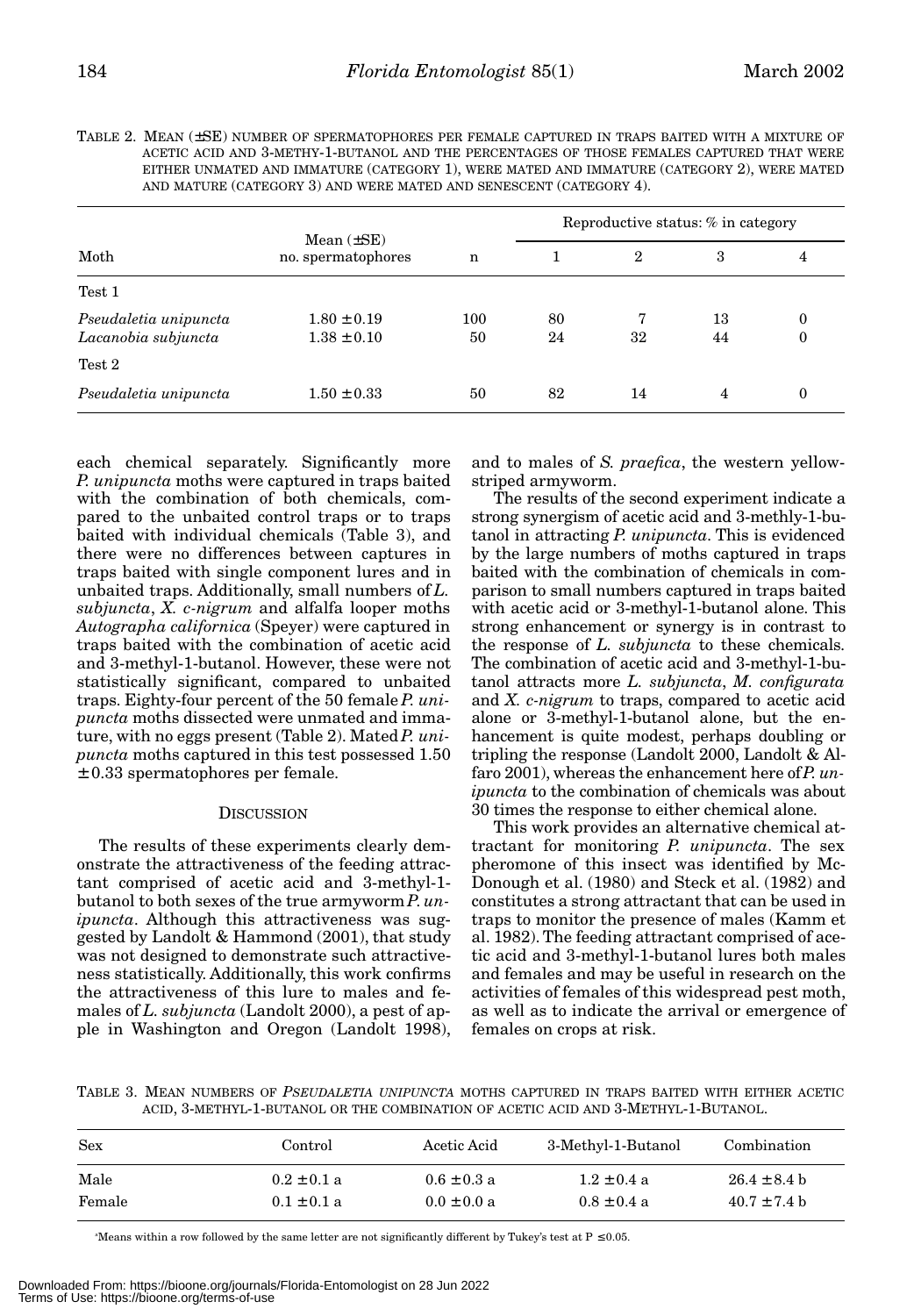TABLE 2. MEAN (±SE) NUMBER OF SPERMATOPHORES PER FEMALE CAPTURED IN TRAPS BAITED WITH A MIXTURE OF ACETIC ACID AND 3-METHY-1-BUTANOL AND THE PERCENTAGES OF THOSE FEMALES CAPTURED THAT WERE EITHER UNMATED AND IMMATURE (CATEGORY 1), WERE MATED AND IMMATURE (CATEGORY 2), WERE MATED AND MATURE (CATEGORY 3) AND WERE MATED AND SENESCENT (CATEGORY 4).

| Moth | Mean (±SE) no. spermatophores | n | Reproductive status: % in category | | | |
|---|---|---|---|---|---|---|
| | | | 1 | 2 | 3 | 4 |
| Test 1 | | | | | | |
| *Pseudaletia unipuncta* | 1.80 ± 0.19 | 100 | 80 | 7 | 13 | 0 |
| *Lacanobia subjuncta* | 1.38 ± 0.10 | 50 | 24 | 32 | 44 | 0 |
| Test 2 | | | | | | |
| *Pseudaletia unipuncta* | 1.50 ± 0.33 | 50 | 82 | 14 | 4 | 0 |

each chemical separately. Significantly more *P. unipuncta* moths were captured in traps baited with the combination of both chemicals, compared to the unbaited control traps or to traps baited with individual chemicals (Table 3), and there were no differences between captures in traps baited with single component lures and in unbaited traps. Additionally, small numbers of *L. subjuncta*, *X. c-nigrum* and alfalfa looper moths *Autographa californica* (Speyer) were captured in traps baited with the combination of acetic acid and 3-methyl-1-butanol. However, these were not statistically significant, compared to unbaited traps. Eighty-four percent of the 50 female *P. unipuncta* moths dissected were unmated and immature, with no eggs present (Table 2). Mated *P. unipuncta* moths captured in this test possessed 1.50 ± 0.33 spermatophores per female.

## DISCUSSION

The results of these experiments clearly demonstrate the attractiveness of the feeding attractant comprised of acetic acid and 3-methyl-1-butanol to both sexes of the true armyworm *P. unipuncta*. Although this attractiveness was suggested by Landolt & Hammond (2001), that study was not designed to demonstrate such attractiveness statistically. Additionally, this work confirms the attractiveness of this lure to males and females of *L. subjuncta* (Landolt 2000), a pest of apple in Washington and Oregon (Landolt 1998), and to males of *S. praefica*, the western yellowstriped armyworm.

The results of the second experiment indicate a strong synergism of acetic acid and 3-methly-1-butanol in attracting *P. unipuncta*. This is evidenced by the large numbers of moths captured in traps baited with the combination of chemicals in comparison to small numbers captured in traps baited with acetic acid or 3-methyl-1-butanol alone. This strong enhancement or synergy is in contrast to the response of *L. subjuncta* to these chemicals. The combination of acetic acid and 3-methyl-1-butanol attracts more *L. subjuncta*, *M. configurata* and *X. c-nigrum* to traps, compared to acetic acid alone or 3-methyl-1-butanol alone, but the enhancement is quite modest, perhaps doubling or tripling the response (Landolt 2000, Landolt & Alfaro 2001), whereas the enhancement here of *P. unipuncta* to the combination of chemicals was about 30 times the response to either chemical alone.

This work provides an alternative chemical attractant for monitoring *P. unipuncta*. The sex pheromone of this insect was identified by McDonough et al. (1980) and Steck et al. (1982) and constitutes a strong attractant that can be used in traps to monitor the presence of males (Kamm et al. 1982). The feeding attractant comprised of acetic acid and 3-methyl-1-butanol lures both males and females and may be useful in research on the activities of females of this widespread pest moth, as well as to indicate the arrival or emergence of females on crops at risk.

TABLE 3. MEAN NUMBERS OF *PSEUDALETIA UNIPUNCTA* MOTHS CAPTURED IN TRAPS BAITED WITH EITHER ACETIC ACID, 3-METHYL-1-BUTANOL OR THE COMBINATION OF ACETIC ACID AND 3-METHYL-1-BUTANOL.

| Sex | Control | Acetic Acid | 3-Methyl-1-Butanol | Combination |
|---|---|---|---|---|
| Male | 0.2 ± 0.1 a | 0.6 ± 0.3 a | 1.2 ± 0.4 a | 26.4 ± 8.4 b |
| Female | 0.1 ± 0.1 a | 0.0 ± 0.0 a | 0.8 ± 0.4 a | 40.7 ± 7.4 b |

[a]Means within a row followed by the same letter are not significantly different by Tukey's test at $P \leq 0.05$.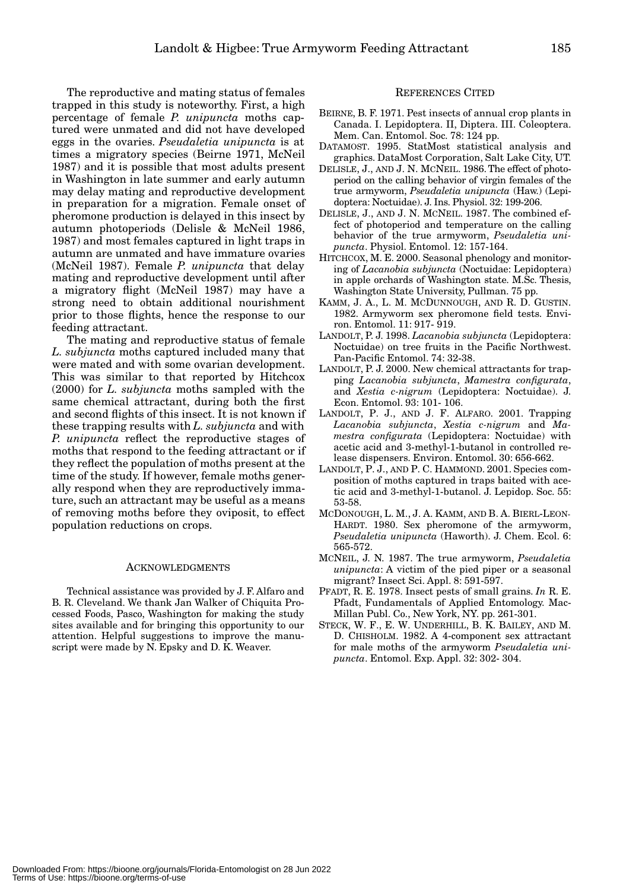The reproductive and mating status of females trapped in this study is noteworthy. First, a high percentage of female *P. unipuncta* moths captured were unmated and did not have developed eggs in the ovaries. *Pseudaletia unipuncta* is at times a migratory species (Beirne 1971, McNeil 1987) and it is possible that most adults present in Washington in late summer and early autumn may delay mating and reproductive development in preparation for a migration. Female onset of pheromone production is delayed in this insect by autumn photoperiods (Delisle & McNeil 1986, 1987) and most females captured in light traps in autumn are unmated and have immature ovaries (McNeil 1987). Female *P. unipuncta* that delay mating and reproductive development until after a migratory flight (McNeil 1987) may have a strong need to obtain additional nourishment prior to those flights, hence the response to our feeding attractant.

The mating and reproductive status of female *L. subjuncta* moths captured included many that were mated and with some ovarian development. This was similar to that reported by Hitchcox (2000) for *L. subjuncta* moths sampled with the same chemical attractant, during both the first and second flights of this insect. It is not known if these trapping results with *L. subjuncta* and with *P. unipuncta* reflect the reproductive stages of moths that respond to the feeding attractant or if they reflect the population of moths present at the time of the study. If however, female moths generally respond when they are reproductively immature, such an attractant may be useful as a means of removing moths before they oviposit, to effect population reductions on crops.

## ACKNOWLEDGMENTS

Technical assistance was provided by J. F. Alfaro and B. R. Cleveland. We thank Jan Walker of Chiquita Processed Foods, Pasco, Washington for making the study sites available and for bringing this opportunity to our attention. Helpful suggestions to improve the manuscript were made by N. Epsky and D. K. Weaver.

## REFERENCES CITED

BEIRNE, B. F. 1971. Pest insects of annual crop plants in Canada. I. Lepidoptera. II, Diptera. III. Coleoptera. Mem. Can. Entomol. Soc. 78: 124 pp.

DATAMOST. 1995. StatMost statistical analysis and graphics. DataMost Corporation, Salt Lake City, UT.

DELISLE, J., AND J. N. MCNEIL. 1986. The effect of photoperiod on the calling behavior of virgin females of the true armyworm, *Pseudaletia unipuncta* (Haw.) (Lepidoptera: Noctuidae). J. Ins. Physiol. 32: 199-206.

DELISLE, J., AND J. N. MCNEIL. 1987. The combined effect of photoperiod and temperature on the calling behavior of the true armyworm, *Pseudaletia unipuncta*. Physiol. Entomol. 12: 157-164.

HITCHCOX, M. E. 2000. Seasonal phenology and monitoring of *Lacanobia subjuncta* (Noctuidae: Lepidoptera) in apple orchards of Washington state. M.Sc. Thesis, Washington State University, Pullman. 75 pp.

KAMM, J. A., L. M. MCDUNNOUGH, AND R. D. GUSTIN. 1982. Armyworm sex pheromone field tests. Environ. Entomol. 11: 917- 919.

LANDOLT, P. J. 1998. *Lacanobia subjuncta* (Lepidoptera: Noctuidae) on tree fruits in the Pacific Northwest. Pan-Pacific Entomol. 74: 32-38.

LANDOLT, P. J. 2000. New chemical attractants for trapping *Lacanobia subjuncta*, *Mamestra configurata*, and *Xestia c-nigrum* (Lepidoptera: Noctuidae). J. Econ. Entomol. 93: 101- 106.

LANDOLT, P. J., AND J. F. ALFARO. 2001. Trapping *Lacanobia subjuncta*, *Xestia c-nigrum* and *Mamestra configurata* (Lepidoptera: Noctuidae) with acetic acid and 3-methyl-1-butanol in controlled release dispensers. Environ. Entomol. 30: 656-662.

LANDOLT, P. J., AND P. C. HAMMOND. 2001. Species composition of moths captured in traps baited with acetic acid and 3-methyl-1-butanol. J. Lepidop. Soc. 55: 53-58.

MCDONOUGH, L. M., J. A. KAMM, AND B. A. BIERL-LEONHARDT. 1980. Sex pheromone of the armyworm, *Pseudaletia unipuncta* (Haworth). J. Chem. Ecol. 6: 565-572.

MCNEIL, J. N. 1987. The true armyworm, *Pseudaletia unipuncta*: A victim of the pied piper or a seasonal migrant? Insect Sci. Appl. 8: 591-597.

PFADT, R. E. 1978. Insect pests of small grains. *In* R. E. Pfadt, Fundamentals of Applied Entomology. MacMillan Publ. Co., New York, NY. pp. 261-301.

STECK, W. F., E. W. UNDERHILL, B. K. BAILEY, AND M. D. CHISHOLM. 1982. A 4-component sex attractant for male moths of the armyworm *Pseudaletia unipuncta*. Entomol. Exp. Appl. 32: 302- 304.